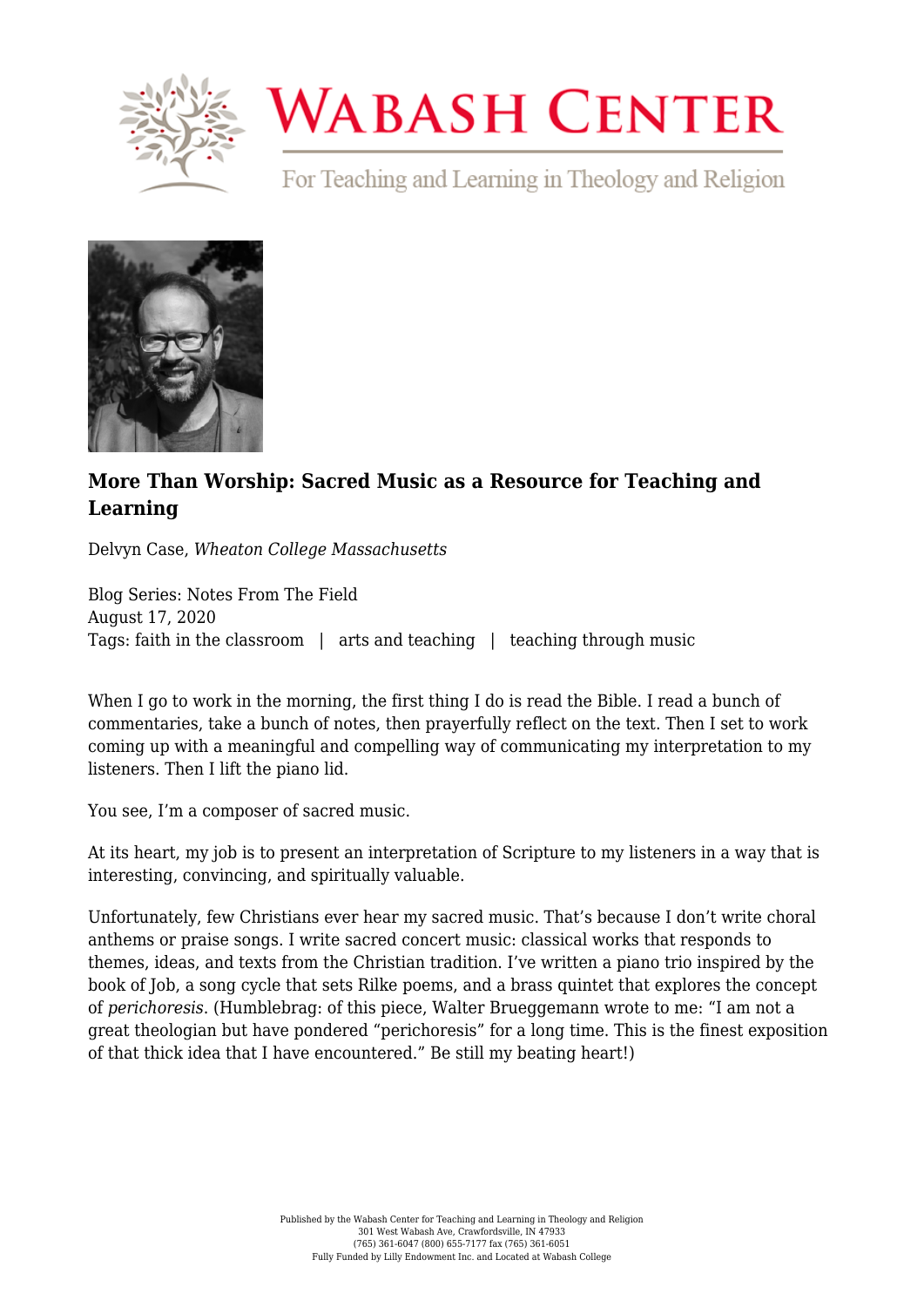# WABASH CENTER

For Teaching and Learning in Theology and Religion

## More Than Worship: Sacred Music as a Resource for Teaching and Learning

Delvyn Case, *Wheaton College Massachusetts*

Blog Series: Notes From The Field
August 17, 2020
Tags: faith in the classroom | arts and teaching | teaching through music

When I go to work in the morning, the first thing I do is read the Bible. I read a bunch of commentaries, take a bunch of notes, then prayerfully reflect on the text. Then I set to work coming up with a meaningful and compelling way of communicating my interpretation to my listeners. Then I lift the piano lid.

You see, I'm a composer of sacred music.

At its heart, my job is to present an interpretation of Scripture to my listeners in a way that is interesting, convincing, and spiritually valuable.

Unfortunately, few Christians ever hear my sacred music. That's because I don't write choral anthems or praise songs. I write sacred concert music: classical works that responds to themes, ideas, and texts from the Christian tradition. I've written a piano trio inspired by the book of Job, a song cycle that sets Rilke poems, and a brass quintet that explores the concept of *perichoresis*. (Humblebrag: of this piece, Walter Brueggemann wrote to me: "I am not a great theologian but have pondered "perichoresis" for a long time. This is the finest exposition of that thick idea that I have encountered." Be still my beating heart!)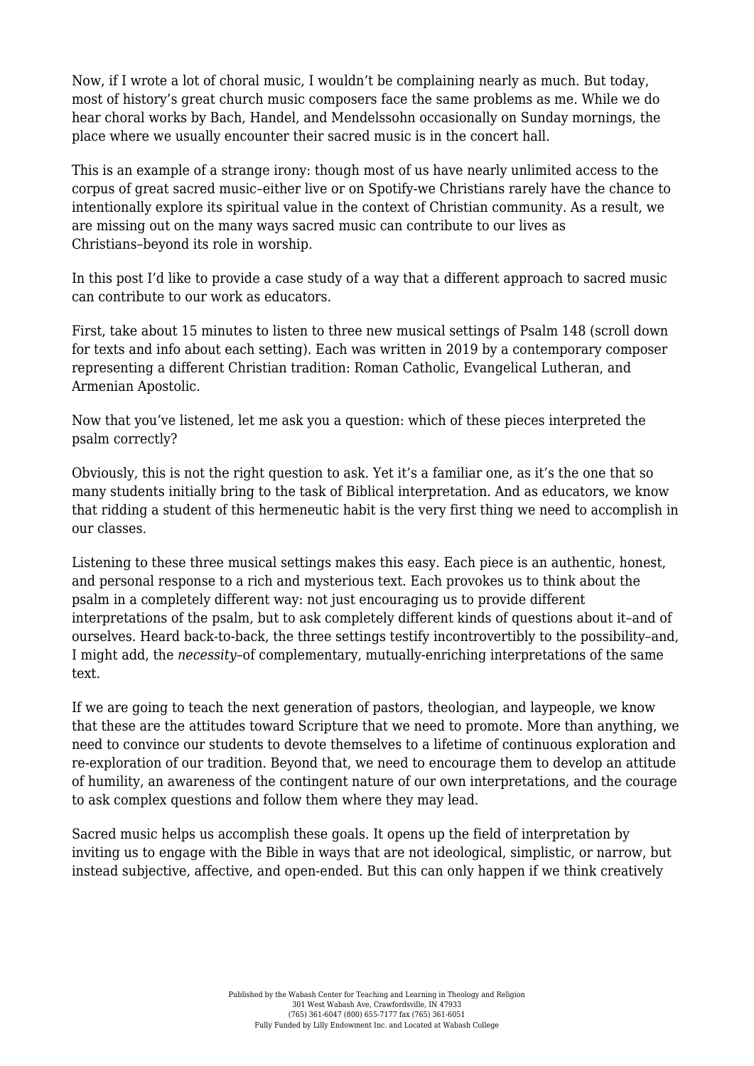Now, if I wrote a lot of choral music, I wouldn't be complaining nearly as much. But today, most of history's great church music composers face the same problems as me. While we do hear choral works by Bach, Handel, and Mendelssohn occasionally on Sunday mornings, the place where we usually encounter their sacred music is in the concert hall.

This is an example of a strange irony: though most of us have nearly unlimited access to the corpus of great sacred music–either live or on Spotify-we Christians rarely have the chance to intentionally explore its spiritual value in the context of Christian community. As a result, we are missing out on the many ways sacred music can contribute to our lives as Christians–beyond its role in worship.

In this post I'd like to provide a case study of a way that a different approach to sacred music can contribute to our work as educators.

First, take about 15 minutes to listen to three new musical settings of Psalm 148 (scroll down for texts and info about each setting). Each was written in 2019 by a contemporary composer representing a different Christian tradition: Roman Catholic, Evangelical Lutheran, and Armenian Apostolic.

Now that you've listened, let me ask you a question: which of these pieces interpreted the psalm correctly?

Obviously, this is not the right question to ask. Yet it's a familiar one, as it's the one that so many students initially bring to the task of Biblical interpretation. And as educators, we know that ridding a student of this hermeneutic habit is the very first thing we need to accomplish in our classes.

Listening to these three musical settings makes this easy. Each piece is an authentic, honest, and personal response to a rich and mysterious text. Each provokes us to think about the psalm in a completely different way: not just encouraging us to provide different interpretations of the psalm, but to ask completely different kinds of questions about it–and of ourselves. Heard back-to-back, the three settings testify incontrovertibly to the possibility–and, I might add, the *necessity*–of complementary, mutually-enriching interpretations of the same text.

If we are going to teach the next generation of pastors, theologian, and laypeople, we know that these are the attitudes toward Scripture that we need to promote. More than anything, we need to convince our students to devote themselves to a lifetime of continuous exploration and re-exploration of our tradition. Beyond that, we need to encourage them to develop an attitude of humility, an awareness of the contingent nature of our own interpretations, and the courage to ask complex questions and follow them where they may lead.

Sacred music helps us accomplish these goals. It opens up the field of interpretation by inviting us to engage with the Bible in ways that are not ideological, simplistic, or narrow, but instead subjective, affective, and open-ended. But this can only happen if we think creatively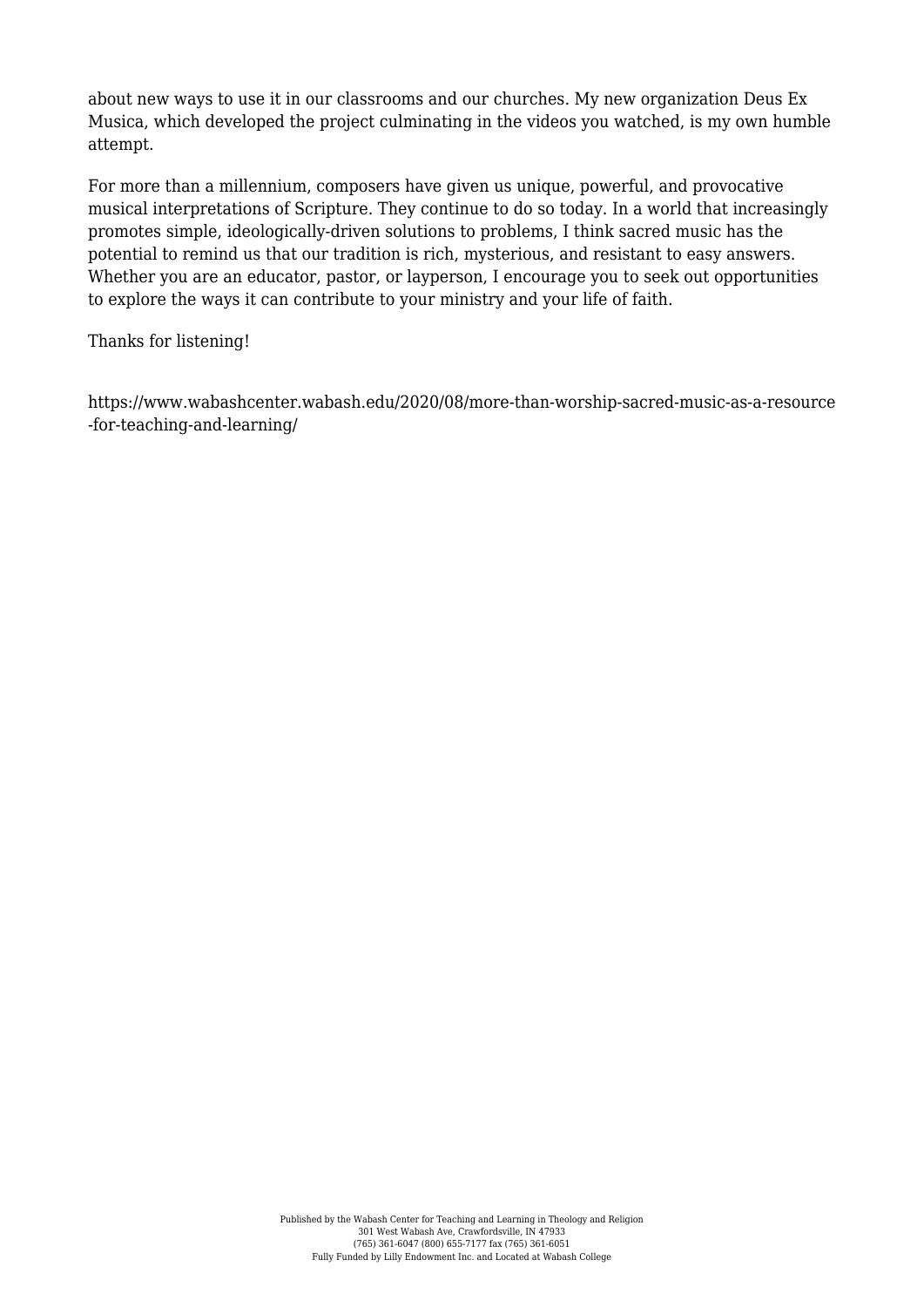about new ways to use it in our classrooms and our churches. My new organization Deus Ex Musica, which developed the project culminating in the videos you watched, is my own humble attempt.

For more than a millennium, composers have given us unique, powerful, and provocative musical interpretations of Scripture. They continue to do so today. In a world that increasingly promotes simple, ideologically-driven solutions to problems, I think sacred music has the potential to remind us that our tradition is rich, mysterious, and resistant to easy answers. Whether you are an educator, pastor, or layperson, I encourage you to seek out opportunities to explore the ways it can contribute to your ministry and your life of faith.

Thanks for listening!

https://www.wabashcenter.wabash.edu/2020/08/more-than-worship-sacred-music-as-a-resource-for-teaching-and-learning/